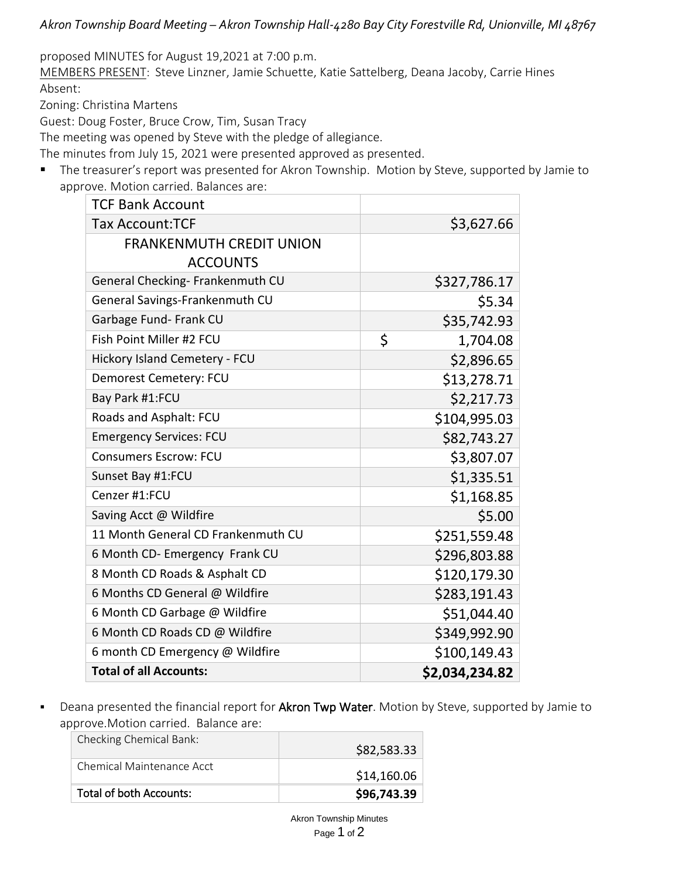*Akron Township Board Meeting – Akron Township Hall-4280 Bay City Forestville Rd, Unionville, MI 48767*

proposed MINUTES for August 19,2021 at 7:00 p.m.

MEMBERS PRESENT: Steve Linzner, Jamie Schuette, Katie Sattelberg, Deana Jacoby, Carrie Hines

Absent:

Zoning: Christina Martens

Guest: Doug Foster, Bruce Crow, Tim, Susan Tracy

The meeting was opened by Steve with the pledge of allegiance.

The minutes from July 15, 2021 were presented approved as presented.

- The treasurer's report was presented for Akron Township. Motion by Steve, supported by Jamie to approve. Motion carried. Balances are:

| TCF Bank Account | |
|---|---|
| Tax Account:TCF | $3,627.66 |
| FRANKENMUTH CREDIT UNION ACCOUNTS | |
| General Checking- Frankenmuth CU | $327,786.17 |
| General Savings-Frankenmuth CU | $5.34 |
| Garbage Fund- Frank CU | $35,742.93 |
| Fish Point Miller #2 FCU | $ 1,704.08 |
| Hickory Island Cemetery - FCU | $2,896.65 |
| Demorest Cemetery: FCU | $13,278.71 |
| Bay Park #1:FCU | $2,217.73 |
| Roads and Asphalt: FCU | $104,995.03 |
| Emergency Services: FCU | $82,743.27 |
| Consumers Escrow: FCU | $3,807.07 |
| Sunset Bay #1:FCU | $1,335.51 |
| Cenzer #1:FCU | $1,168.85 |
| Saving Acct @ Wildfire | $5.00 |
| 11 Month General CD Frankenmuth CU | $251,559.48 |
| 6 Month CD- Emergency Frank CU | $296,803.88 |
| 8 Month CD Roads & Asphalt CD | $120,179.30 |
| 6 Months CD General @ Wildfire | $283,191.43 |
| 6 Month CD Garbage @ Wildfire | $51,044.40 |
| 6 Month CD Roads CD @ Wildfire | $349,992.90 |
| 6 month CD Emergency @ Wildfire | $100,149.43 |
| **Total of all Accounts:** | **$2,034,234.82** |

- Deana presented the financial report for **Akron Twp Water**. Motion by Steve, supported by Jamie to approve.Motion carried. Balance are:

| Checking Chemical Bank: | $82,583.33 |
|---|---|
| Chemical Maintenance Acct | $14,160.06 |
| Total of both Accounts: | **$96,743.39** |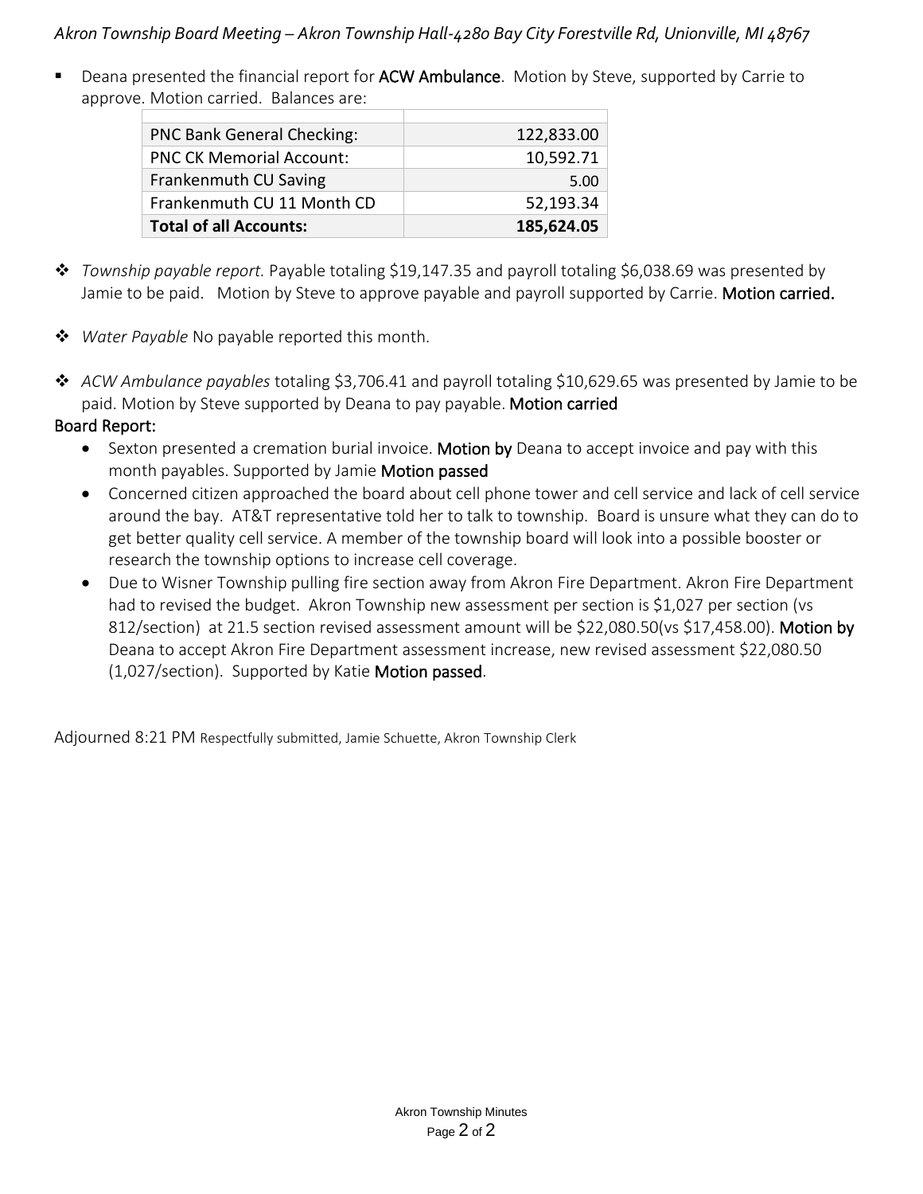- Deana presented the financial report for **ACW Ambulance**. Motion by Steve, supported by Carrie to approve. Motion carried. Balances are:

| | |
|---|---|
| PNC Bank General Checking: | 122,833.00 |
| PNC CK Memorial Account: | 10,592.71 |
| Frankenmuth CU Saving | 5.00 |
| Frankenmuth CU 11 Month CD | 52,193.34 |
| **Total of all Accounts:** | **185,624.05** |

- *Township payable report.* Payable totaling $19,147.35 and payroll totaling $6,038.69 was presented by Jamie to be paid. Motion by Steve to approve payable and payroll supported by Carrie. **Motion carried.**

- *Water Payable* No payable reported this month.

- *ACW Ambulance payables* totaling $3,706.41 and payroll totaling $10,629.65 was presented by Jamie to be paid. Motion by Steve supported by Deana to pay payable. **Motion carried**

**Board Report:**

- Sexton presented a cremation burial invoice. **Motion by** Deana to accept invoice and pay with this month payables. Supported by Jamie **Motion passed**
- Concerned citizen approached the board about cell phone tower and cell service and lack of cell service around the bay. AT&T representative told her to talk to township. Board is unsure what they can do to get better quality cell service. A member of the township board will look into a possible booster or research the township options to increase cell coverage.
- Due to Wisner Township pulling fire section away from Akron Fire Department. Akron Fire Department had to revised the budget. Akron Township new assessment per section is $1,027 per section (vs 812/section) at 21.5 section revised assessment amount will be $22,080.50(vs $17,458.00). **Motion by** Deana to accept Akron Fire Department assessment increase, new revised assessment $22,080.50 (1,027/section). Supported by Katie **Motion passed**.

Adjourned 8:21 PM Respectfully submitted, Jamie Schuette, Akron Township Clerk